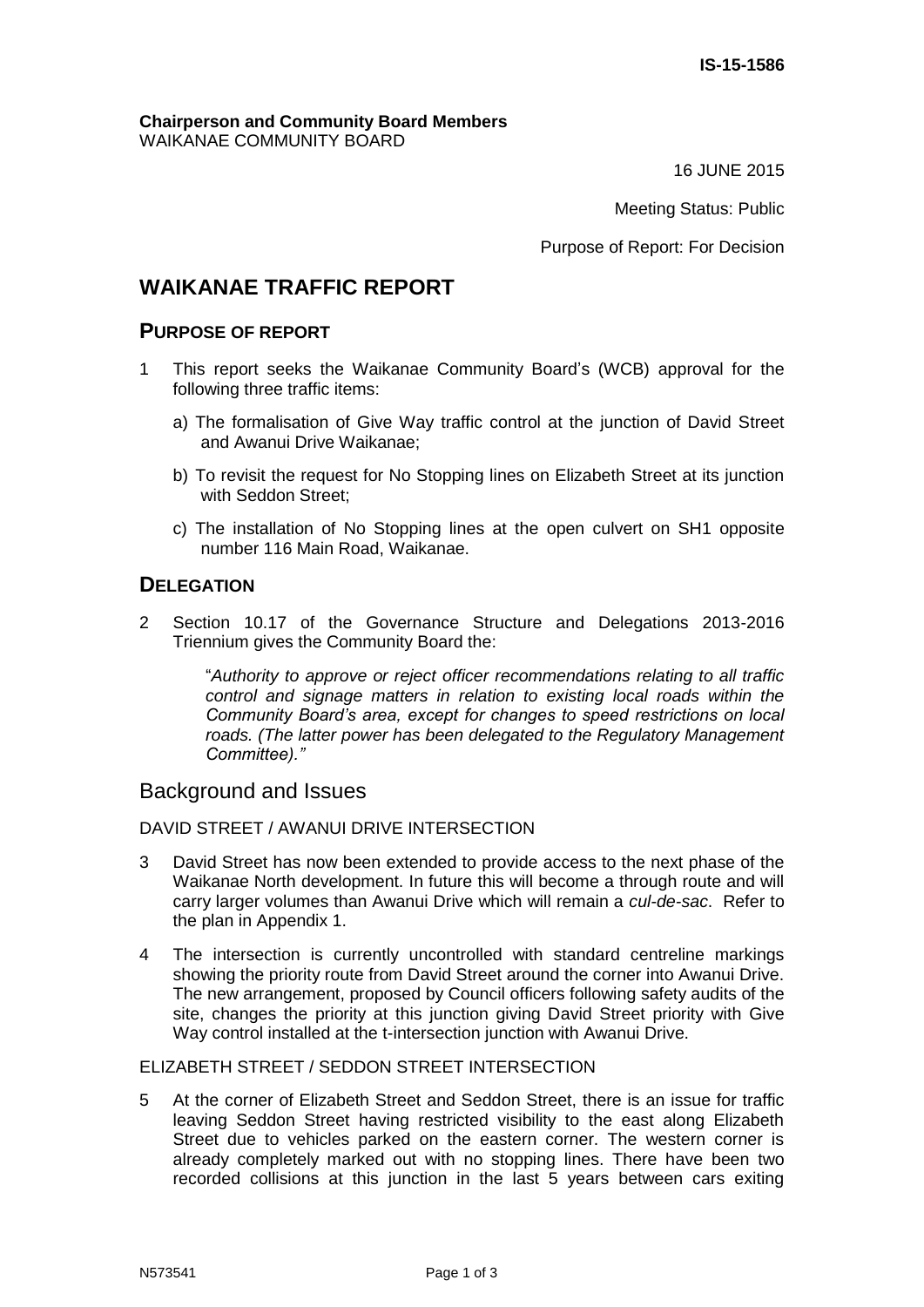**IS-15-1586**

**Chairperson and Community Board Members**
WAIKANAE COMMUNITY BOARD

16 JUNE 2015

Meeting Status: Public

Purpose of Report: For Decision

# WAIKANAE TRAFFIC REPORT

## PURPOSE OF REPORT

1 This report seeks the Waikanae Community Board's (WCB) approval for the following three traffic items:

   a) The formalisation of Give Way traffic control at the junction of David Street and Awanui Drive Waikanae;

   b) To revisit the request for No Stopping lines on Elizabeth Street at its junction with Seddon Street;

   c) The installation of No Stopping lines at the open culvert on SH1 opposite number 116 Main Road, Waikanae.

## DELEGATION

2 Section 10.17 of the Governance Structure and Delegations 2013-2016 Triennium gives the Community Board the:

> "*Authority to approve or reject officer recommendations relating to all traffic control and signage matters in relation to existing local roads within the Community Board's area, except for changes to speed restrictions on local roads. (The latter power has been delegated to the Regulatory Management Committee)."*

## Background and Issues

### DAVID STREET / AWANUI DRIVE INTERSECTION

3 David Street has now been extended to provide access to the next phase of the Waikanae North development. In future this will become a through route and will carry larger volumes than Awanui Drive which will remain a *cul-de-sac*. Refer to the plan in Appendix 1.

4 The intersection is currently uncontrolled with standard centreline markings showing the priority route from David Street around the corner into Awanui Drive. The new arrangement, proposed by Council officers following safety audits of the site, changes the priority at this junction giving David Street priority with Give Way control installed at the t-intersection junction with Awanui Drive.

### ELIZABETH STREET / SEDDON STREET INTERSECTION

5 At the corner of Elizabeth Street and Seddon Street, there is an issue for traffic leaving Seddon Street having restricted visibility to the east along Elizabeth Street due to vehicles parked on the eastern corner. The western corner is already completely marked out with no stopping lines. There have been two recorded collisions at this junction in the last 5 years between cars exiting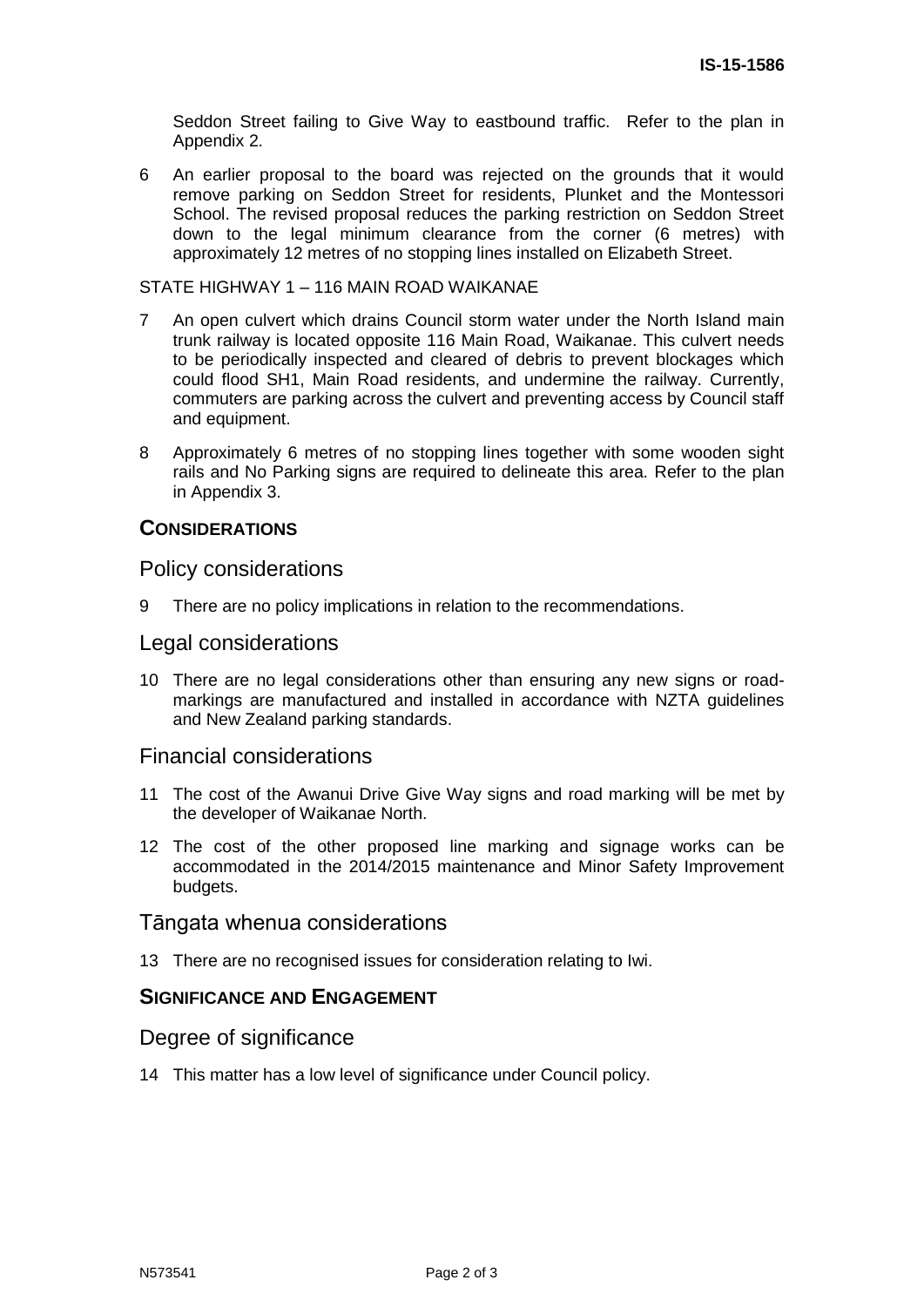Seddon Street failing to Give Way to eastbound traffic. Refer to the plan in Appendix 2.

6 An earlier proposal to the board was rejected on the grounds that it would remove parking on Seddon Street for residents, Plunket and the Montessori School. The revised proposal reduces the parking restriction on Seddon Street down to the legal minimum clearance from the corner (6 metres) with approximately 12 metres of no stopping lines installed on Elizabeth Street.

STATE HIGHWAY 1 – 116 MAIN ROAD WAIKANAE

7 An open culvert which drains Council storm water under the North Island main trunk railway is located opposite 116 Main Road, Waikanae. This culvert needs to be periodically inspected and cleared of debris to prevent blockages which could flood SH1, Main Road residents, and undermine the railway. Currently, commuters are parking across the culvert and preventing access by Council staff and equipment.

8 Approximately 6 metres of no stopping lines together with some wooden sight rails and No Parking signs are required to delineate this area. Refer to the plan in Appendix 3.

## CONSIDERATIONS

### Policy considerations

9 There are no policy implications in relation to the recommendations.

### Legal considerations

10 There are no legal considerations other than ensuring any new signs or road-markings are manufactured and installed in accordance with NZTA guidelines and New Zealand parking standards.

### Financial considerations

11 The cost of the Awanui Drive Give Way signs and road marking will be met by the developer of Waikanae North.

12 The cost of the other proposed line marking and signage works can be accommodated in the 2014/2015 maintenance and Minor Safety Improvement budgets.

### Tāngata whenua considerations

13 There are no recognised issues for consideration relating to Iwi.

## SIGNIFICANCE AND ENGAGEMENT

### Degree of significance

14 This matter has a low level of significance under Council policy.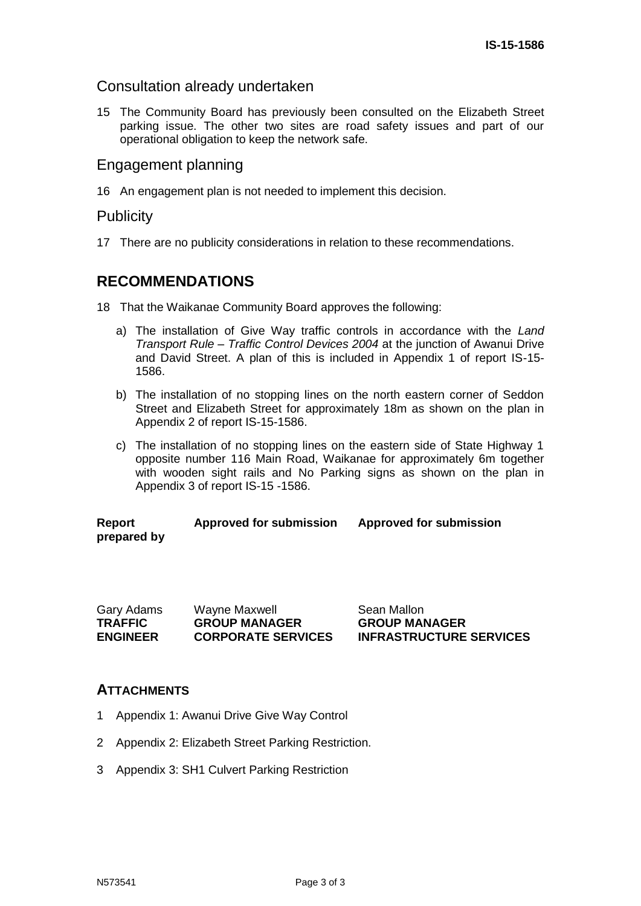## Consultation already undertaken

15 The Community Board has previously been consulted on the Elizabeth Street parking issue. The other two sites are road safety issues and part of our operational obligation to keep the network safe.

## Engagement planning

16 An engagement plan is not needed to implement this decision.

## Publicity

17 There are no publicity considerations in relation to these recommendations.

# RECOMMENDATIONS

18 That the Waikanae Community Board approves the following:

a) The installation of Give Way traffic controls in accordance with the *Land Transport Rule – Traffic Control Devices 2004* at the junction of Awanui Drive and David Street. A plan of this is included in Appendix 1 of report IS-15-1586.

b) The installation of no stopping lines on the north eastern corner of Seddon Street and Elizabeth Street for approximately 18m as shown on the plan in Appendix 2 of report IS-15-1586.

c) The installation of no stopping lines on the eastern side of State Highway 1 opposite number 116 Main Road, Waikanae for approximately 6m together with wooden sight rails and No Parking signs as shown on the plan in Appendix 3 of report IS-15 -1586.

| **Report prepared by** | **Approved for submission** | **Approved for submission** |
|---|---|---|
| Gary Adams<br>**TRAFFIC ENGINEER** | Wayne Maxwell<br>**GROUP MANAGER CORPORATE SERVICES** | Sean Mallon<br>**GROUP MANAGER INFRASTRUCTURE SERVICES** |

## ATTACHMENTS

1 Appendix 1: Awanui Drive Give Way Control

2 Appendix 2: Elizabeth Street Parking Restriction.

3 Appendix 3: SH1 Culvert Parking Restriction